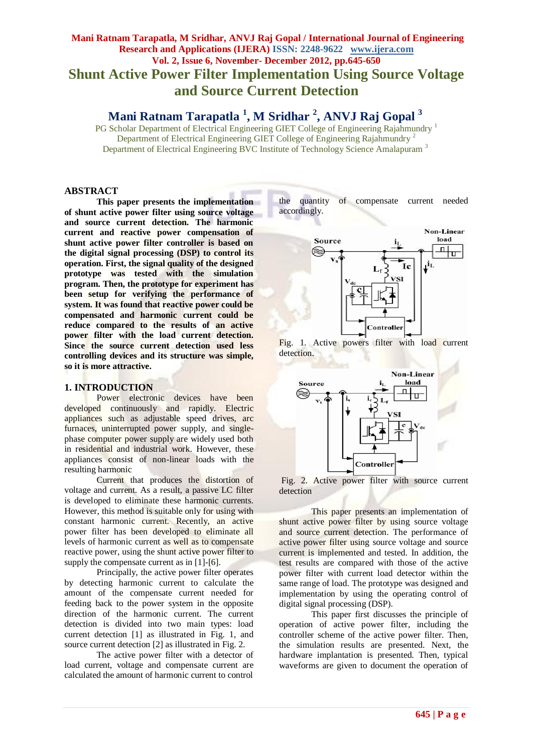# Shunt Active Power Filter Implementation Using Source Voltage and Source Current Detection

**Mani Ratnam Tarapatla [1], M Sridhar [2], ANVJ Raj Gopal [3]**

PG Scholar Department of Electrical Engineering GIET College of Engineering Rajahmundry [1]
Department of Electrical Engineering GIET College of Engineering Rajahmundry [2]
Department of Electrical Engineering BVC Institute of Technology Science Amalapuram [3]

## ABSTRACT

**This paper presents the implementation of shunt active power filter using source voltage and source current detection. The harmonic current and reactive power compensation of shunt active power filter controller is based on the digital signal processing (DSP) to control its operation. First, the signal quality of the designed prototype was tested with the simulation program. Then, the prototype for experiment has been setup for verifying the performance of system. It was found that reactive power could be compensated and harmonic current could be reduce compared to the results of an active power filter with the load current detection. Since the source current detection used less controlling devices and its structure was simple, so it is more attractive.**

## 1. INTRODUCTION

Power electronic devices have been developed continuously and rapidly. Electric appliances such as adjustable speed drives, arc furnaces, uninterrupted power supply, and single-phase computer power supply are widely used both in residential and industrial work. However, these appliances consist of non-linear loads with the resulting harmonic

Current that produces the distortion of voltage and current. As a result, a passive LC filter is developed to eliminate these harmonic currents. However, this method is suitable only for using with constant harmonic current. Recently, an active power filter has been developed to eliminate all levels of harmonic current as well as to compensate reactive power, using the shunt active power filter to supply the compensate current as in [1]-[6].

Principally, the active power filter operates by detecting harmonic current to calculate the amount of the compensate current needed for feeding back to the power system in the opposite direction of the harmonic current. The current detection is divided into two main types: load current detection [1] as illustrated in Fig. 1, and source current detection [2] as illustrated in Fig. 2.

The active power filter with a detector of load current, voltage and compensate current are calculated the amount of harmonic current to control the quantity of compensate current needed accordingly.

Fig. 1. Active powers filter with load current detection.

Fig. 2. Active power filter with source current detection

This paper presents an implementation of shunt active power filter by using source voltage and source current detection. The performance of active power filter using source voltage and source current is implemented and tested. In addition, the test results are compared with those of the active power filter with current load detector within the same range of load. The prototype was designed and implementation by using the operating control of digital signal processing (DSP).

This paper first discusses the principle of operation of active power filter, including the controller scheme of the active power filter. Then, the simulation results are presented. Next, the hardware implantation is presented. Then, typical waveforms are given to document the operation of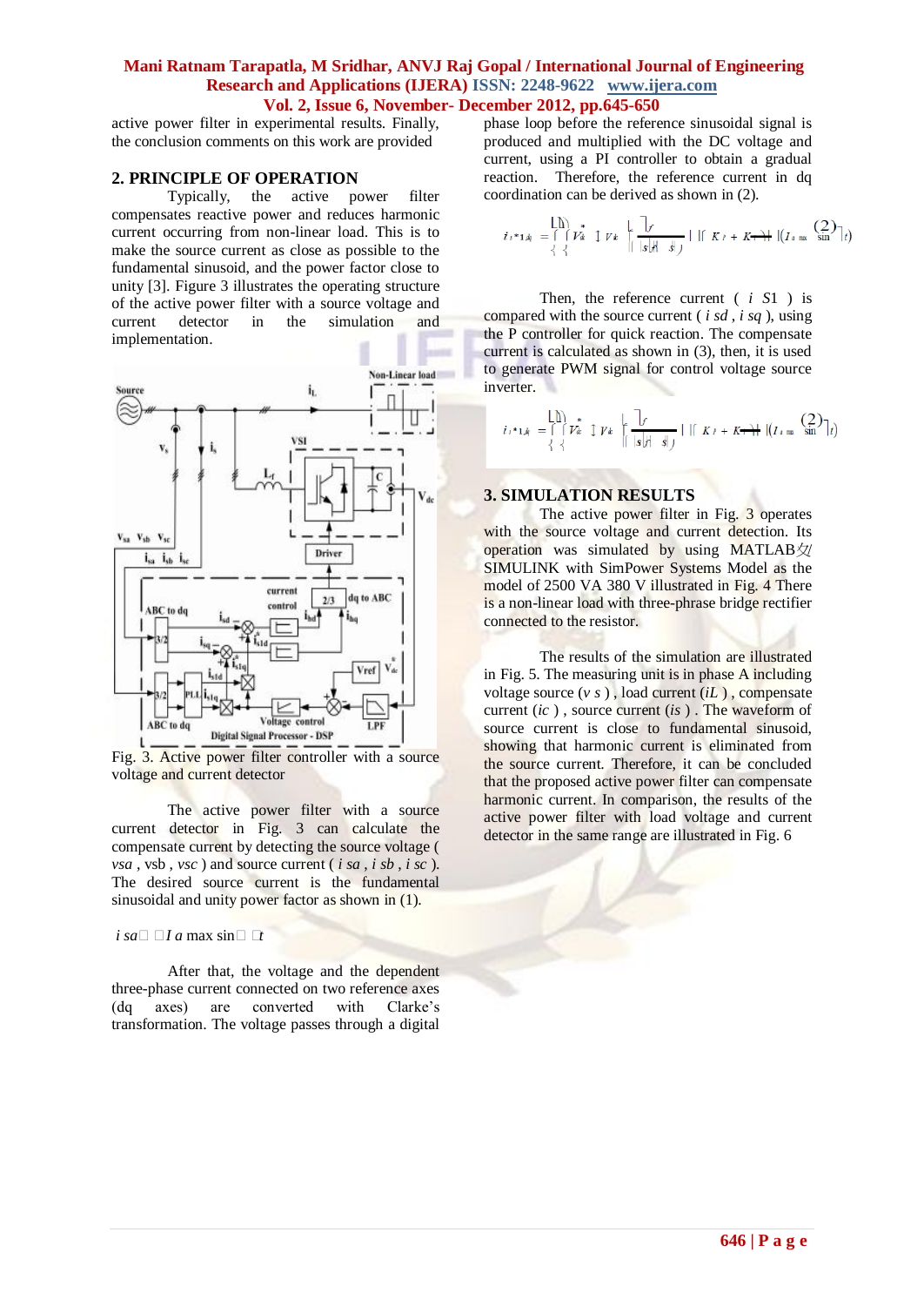active power filter in experimental results. Finally, the conclusion comments on this work are provided

## 2. PRINCIPLE OF OPERATION

Typically, the active power filter compensates reactive power and reduces harmonic current occurring from non-linear load. This is to make the source current as close as possible to the fundamental sinusoid, and the power factor close to unity [3]. Figure 3 illustrates the operating structure of the active power filter with a source voltage and current detector in the simulation and implementation.

Fig. 3. Active power filter controller with a source voltage and current detector

The active power filter with a source current detector in Fig. 3 can calculate the compensate current by detecting the source voltage ( $v_{sa}$ , $v_{sb}$ , $v_{sc}$ ) and source current ( $i_{sa}$ , $i_{sb}$ , $i_{sc}$ ). The desired source current is the fundamental sinusoidal and unity power factor as shown in (1).

$i_{sa}$ □ □$I_{a\,max}$ sin□ □$t$

After that, the voltage and the dependent three-phase current connected on two reference axes (dq axes) are converted with Clarke's transformation. The voltage passes through a digital phase loop before the reference sinusoidal signal is produced and multiplied with the DC voltage and current, using a PI controller to obtain a gradual reaction. Therefore, the reference current in dq coordination can be derived as shown in (2).

$$i_{s1dq}^{*} = \left( V_{dc}^{*} - V_{dc} \right)\left( K_P + \frac{K_I}{s} \right)\left( I_{a\,max} \sin \omega t \right) \quad (2)$$

Then, the reference current ( $i_{S1}$ ) is compared with the source current ( $i_{sd}$ , $i_{sq}$ ), using the P controller for quick reaction. The compensate current is calculated as shown in (3), then, it is used to generate PWM signal for control voltage source inverter.

$$i_{s1dq}^{*} = \left( V_{dc}^{*} - V_{dc} \right)\left( K_P + \frac{K_I}{s} \right)\left( I_{a\,max} \sin \omega t \right) \quad (2)$$

## 3. SIMULATION RESULTS

The active power filter in Fig. 3 operates with the source voltage and current detection. Its operation was simulated by using MATLAB/ SIMULINK with SimPower Systems Model as the model of 2500 VA 380 V illustrated in Fig. 4 There is a non-linear load with three-phrase bridge rectifier connected to the resistor.

The results of the simulation are illustrated in Fig. 5. The measuring unit is in phase A including voltage source ($v_s$) , load current ($i_L$) , compensate current ($i_c$) , source current ($i_s$) . The waveform of source current is close to fundamental sinusoid, showing that harmonic current is eliminated from the source current. Therefore, it can be concluded that the proposed active power filter can compensate harmonic current. In comparison, the results of the active power filter with load voltage and current detector in the same range are illustrated in Fig. 6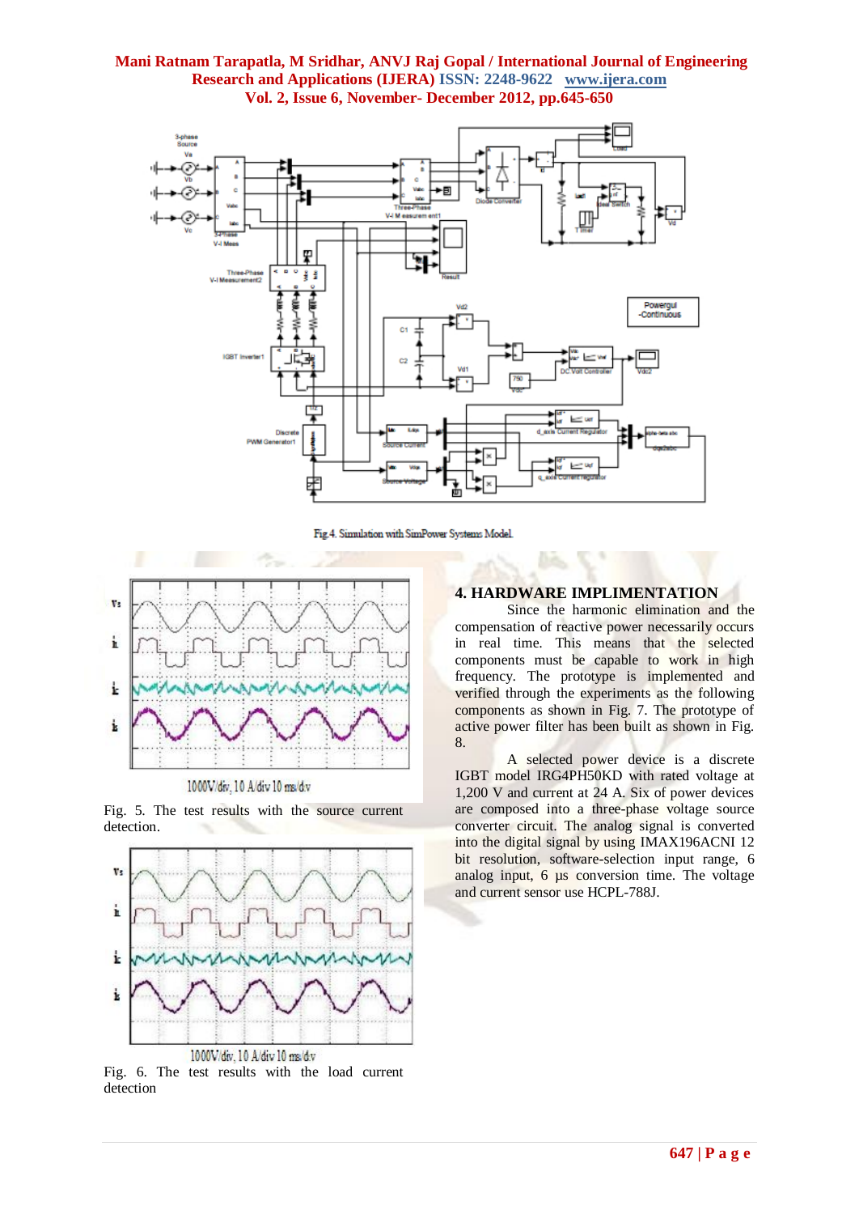Fig.4. Simulation with SimPower Systems Model.

1000V/div, 10 A/div 10 ms/div

Fig. 5. The test results with the source current detection.

1000V/div, 10 A/div 10 ms/div

Fig. 6. The test results with the load current detection

## 4. HARDWARE IMPLIMENTATION

Since the harmonic elimination and the compensation of reactive power necessarily occurs in real time. This means that the selected components must be capable to work in high frequency. The prototype is implemented and verified through the experiments as the following components as shown in Fig. 7. The prototype of active power filter has been built as shown in Fig. 8.

A selected power device is a discrete IGBT model IRG4PH50KD with rated voltage at 1,200 V and current at 24 A. Six of power devices are composed into a three-phase voltage source converter circuit. The analog signal is converted into the digital signal by using IMAX196ACNI 12 bit resolution, software-selection input range, 6 analog input, 6 µs conversion time. The voltage and current sensor use HCPL-788J.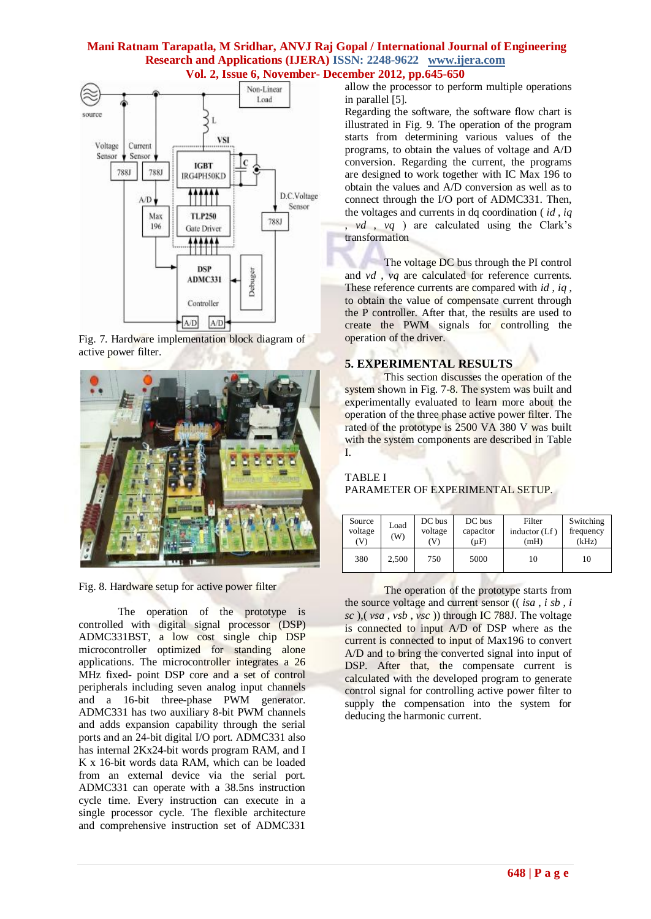Fig. 7. Hardware implementation block diagram of active power filter.

Fig. 8. Hardware setup for active power filter

The operation of the prototype is controlled with digital signal processor (DSP) ADMC331BST, a low cost single chip DSP microcontroller optimized for standing alone applications. The microcontroller integrates a 26 MHz fixed- point DSP core and a set of control peripherals including seven analog input channels and a 16-bit three-phase PWM generator. ADMC331 has two auxiliary 8-bit PWM channels and adds expansion capability through the serial ports and an 24-bit digital I/O port. ADMC331 also has internal 2Kx24-bit words program RAM, and I K x 16-bit words data RAM, which can be loaded from an external device via the serial port. ADMC331 can operate with a 38.5ns instruction cycle time. Every instruction can execute in a single processor cycle. The flexible architecture and comprehensive instruction set of ADMC331 allow the processor to perform multiple operations in parallel [5].

Regarding the software, the software flow chart is illustrated in Fig. 9. The operation of the program starts from determining various values of the programs, to obtain the values of voltage and A/D conversion. Regarding the current, the programs are designed to work together with IC Max 196 to obtain the values and A/D conversion as well as to connect through the I/O port of ADMC331. Then, the voltages and currents in dq coordination ( $id$ , $iq$ , $vd$ , $vq$ ) are calculated using the Clark's transformation

The voltage DC bus through the PI control and $vd$ , $vq$ are calculated for reference currents. These reference currents are compared with $id$ , $iq$ , to obtain the value of compensate current through the P controller. After that, the results are used to create the PWM signals for controlling the operation of the driver.

## 5. EXPERIMENTAL RESULTS

This section discusses the operation of the system shown in Fig. 7-8. The system was built and experimentally evaluated to learn more about the operation of the three phase active power filter. The rated of the prototype is 2500 VA 380 V was built with the system components are described in Table I.

TABLE I
PARAMETER OF EXPERIMENTAL SETUP.

| Source voltage (V) | Load (W) | DC bus voltage (V) | DC bus capacitor (μF) | Filter inductor (Lf ) (mH) | Switching frequency (kHz) |
|---|---|---|---|---|---|
| 380 | 2,500 | 750 | 5000 | 10 | 10 |

The operation of the prototype starts from the source voltage and current sensor (( $isa$ , $isb$ , $isc$ ),( $vsa$ , $vsb$ , $vsc$ )) through IC 788J. The voltage is connected to input A/D of DSP where as the current is connected to input of Max196 to convert A/D and to bring the converted signal into input of DSP. After that, the compensate current is calculated with the developed program to generate control signal for controlling active power filter to supply the compensation into the system for deducing the harmonic current.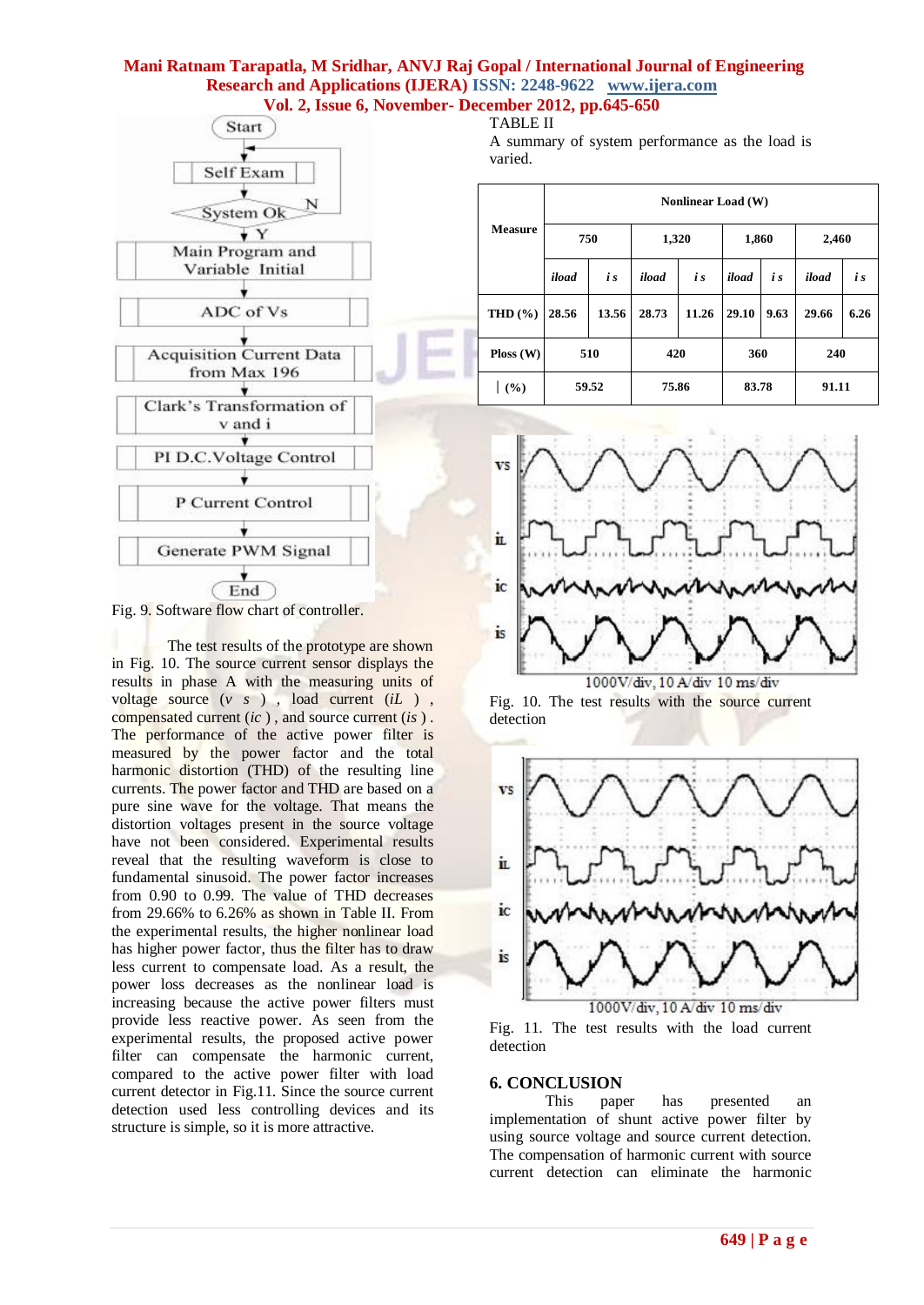Fig. 9. Software flow chart of controller.

The test results of the prototype are shown in Fig. 10. The source current sensor displays the results in phase A with the measuring units of voltage source ($v_s$), load current ($i_L$), compensated current ($i_c$), and source current ($i_s$). The performance of the active power filter is measured by the power factor and the total harmonic distortion (THD) of the resulting line currents. The power factor and THD are based on a pure sine wave for the voltage. That means the distortion voltages present in the source voltage have not been considered. Experimental results reveal that the resulting waveform is close to fundamental sinusoid. The power factor increases from 0.90 to 0.99. The value of THD decreases from 29.66% to 6.26% as shown in Table II. From the experimental results, the higher nonlinear load has higher power factor, thus the filter has to draw less current to compensate load. As a result, the power loss decreases as the nonlinear load is increasing because the active power filters must provide less reactive power. As seen from the experimental results, the proposed active power filter can compensate the harmonic current, compared to the active power filter with load current detector in Fig.11. Since the source current detection used less controlling devices and its structure is simple, so it is more attractive.

TABLE II

A summary of system performance as the load is varied.

| Measure | Nonlinear Load (W) | | | | | | | |
|---|---|---|---|---|---|---|---|---|
| | 750 | | 1,320 | | 1,860 | | 2,460 | |
| | *iload* | *i s* | *iload* | *i s* | *iload* | *i s* | *iload* | *i s* |
| THD (%) | 28.56 | 13.56 | 28.73 | 11.26 | 29.10 | 9.63 | 29.66 | 6.26 |
| Ploss (W) | 510 | | 420 | | 360 | | 240 | |
| \| (%) | 59.52 | | 75.86 | | 83.78 | | 91.11 | |

Fig. 10. The test results with the source current detection

Fig. 11. The test results with the load current detection

## 6. CONCLUSION

This paper has presented an implementation of shunt active power filter by using source voltage and source current detection. The compensation of harmonic current with source current detection can eliminate the harmonic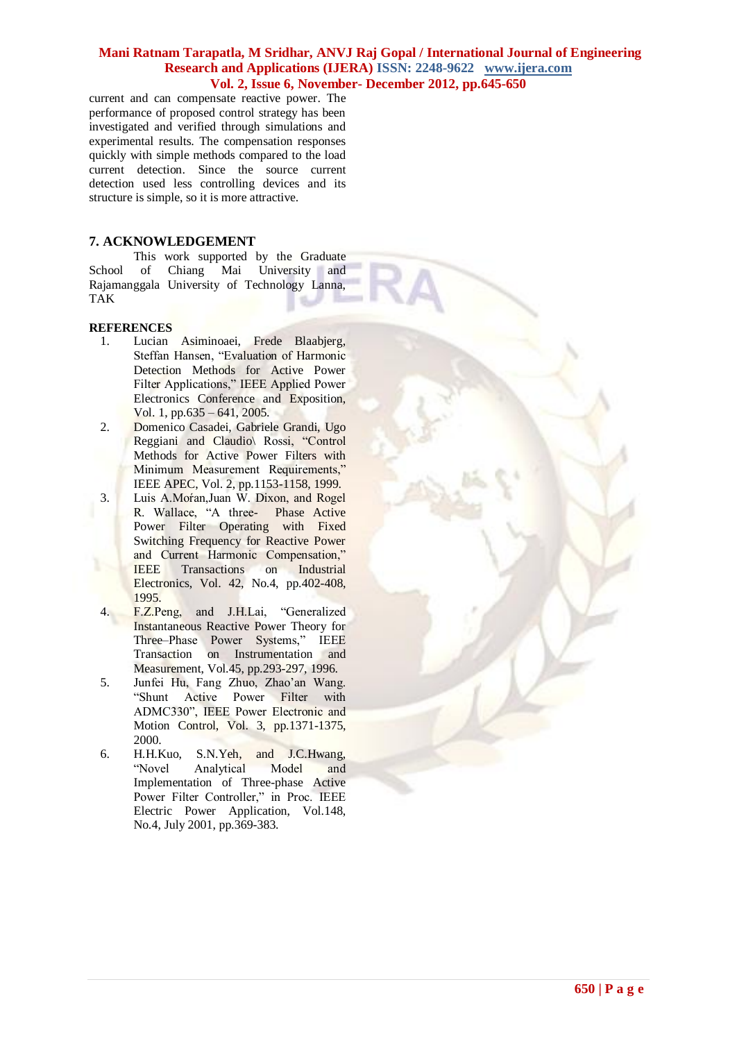current and can compensate reactive power. The performance of proposed control strategy has been investigated and verified through simulations and experimental results. The compensation responses quickly with simple methods compared to the load current detection. Since the source current detection used less controlling devices and its structure is simple, so it is more attractive.

## 7. ACKNOWLEDGEMENT

This work supported by the Graduate School of Chiang Mai University and Rajamanggala University of Technology Lanna, TAK

## REFERENCES

1. Lucian Asiminoaei, Frede Blaabjerg, Steffan Hansen, "Evaluation of Harmonic Detection Methods for Active Power Filter Applications," IEEE Applied Power Electronics Conference and Exposition, Vol. 1, pp.635 – 641, 2005.
2. Domenico Casadei, Gabriele Grandi, Ugo Reggiani and Claudio\ Rossi, "Control Methods for Active Power Filters with Minimum Measurement Requirements," IEEE APEC, Vol. 2, pp.1153-1158, 1999.
3. Luis A.Mořan,Juan W. Dixon, and Rogel R. Wallace, "A three- Phase Active Power Filter Operating with Fixed Switching Frequency for Reactive Power and Current Harmonic Compensation," IEEE Transactions on Industrial Electronics, Vol. 42, No.4, pp.402-408, 1995.
4. F.Z.Peng, and J.H.Lai, "Generalized Instantaneous Reactive Power Theory for Three–Phase Power Systems," IEEE Transaction on Instrumentation and Measurement, Vol.45, pp.293-297, 1996.
5. Junfei Hu, Fang Zhuo, Zhao'an Wang. "Shunt Active Power Filter with ADMC330", IEEE Power Electronic and Motion Control, Vol. 3, pp.1371-1375, 2000.
6. H.H.Kuo, S.N.Yeh, and J.C.Hwang, "Novel Analytical Model and Implementation of Three-phase Active Power Filter Controller," in Proc. IEEE Electric Power Application, Vol.148, No.4, July 2001, pp.369-383.